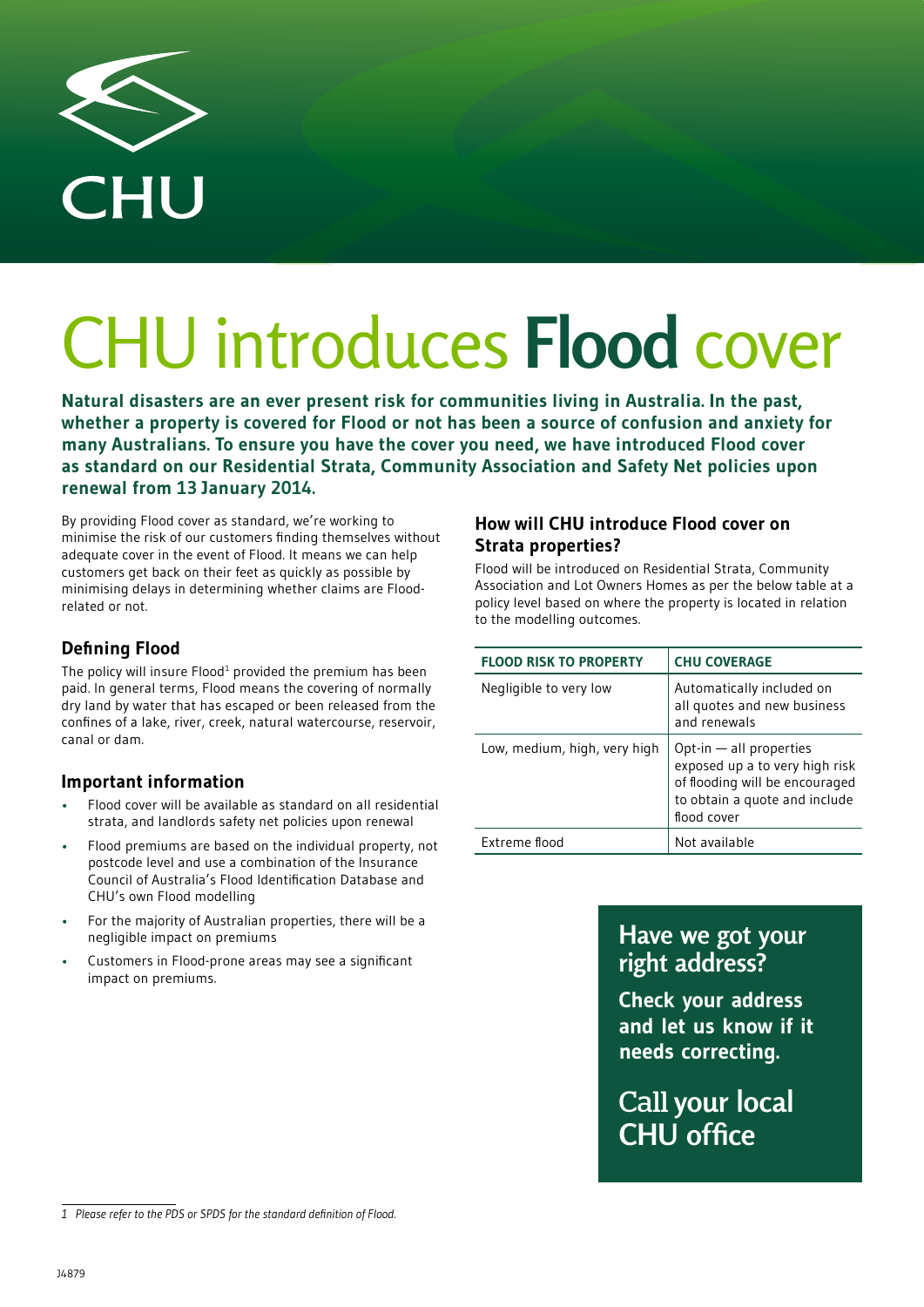CHU

# CHU introduces **Flood** cover

**Natural disasters are an ever present risk for communities living in Australia. In the past, whether a property is covered for Flood or not has been a source of confusion and anxiety for many Australians. To ensure you have the cover you need, we have introduced Flood cover as standard on our Residential Strata, Community Association and Safety Net policies upon renewal from 13 January 2014.**

By providing Flood cover as standard, we're working to minimise the risk of our customers finding themselves without adequate cover in the event of Flood. It means we can help customers get back on their feet as quickly as possible by minimising delays in determining whether claims are Flood-related or not.

### Defining Flood

The policy will insure Flood[1] provided the premium has been paid. In general terms, Flood means the covering of normally dry land by water that has escaped or been released from the confines of a lake, river, creek, natural watercourse, reservoir, canal or dam.

### Important information

- Flood cover will be available as standard on all residential strata, and landlords safety net policies upon renewal
- Flood premiums are based on the individual property, not postcode level and use a combination of the Insurance Council of Australia's Flood Identification Database and CHU's own Flood modelling
- For the majority of Australian properties, there will be a negligible impact on premiums
- Customers in Flood-prone areas may see a significant impact on premiums.

### How will CHU introduce Flood cover on Strata properties?

Flood will be introduced on Residential Strata, Community Association and Lot Owners Homes as per the below table at a policy level based on where the property is located in relation to the modelling outcomes.

| FLOOD RISK TO PROPERTY | CHU COVERAGE |
| --- | --- |
| Negligible to very low | Automatically included on all quotes and new business and renewals |
| Low, medium, high, very high | Opt-in — all properties exposed up a to very high risk of flooding will be encouraged to obtain a quote and include flood cover |
| Extreme flood | Not available |

**Have we got your right address?**

**Check your address and let us know if it needs correcting.**

**Call your local CHU office**

1 *Please refer to the PDS or SPDS for the standard definition of Flood.*

J4879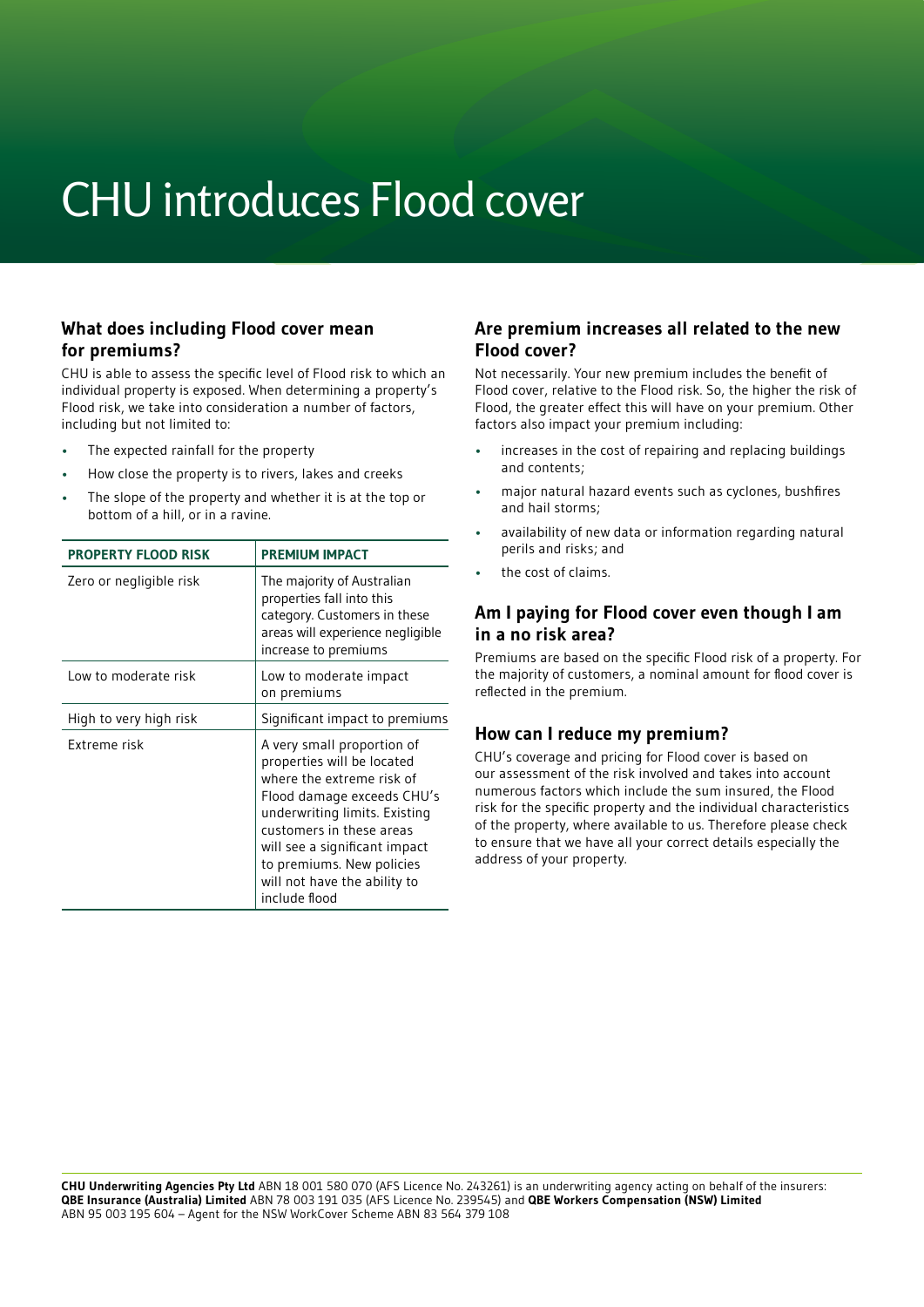# CHU introduces Flood cover

## What does including Flood cover mean for premiums?

CHU is able to assess the specific level of Flood risk to which an individual property is exposed. When determining a property's Flood risk, we take into consideration a number of factors, including but not limited to:

- The expected rainfall for the property
- How close the property is to rivers, lakes and creeks
- The slope of the property and whether it is at the top or bottom of a hill, or in a ravine.

| PROPERTY FLOOD RISK | PREMIUM IMPACT |
|---|---|
| Zero or negligible risk | The majority of Australian properties fall into this category. Customers in these areas will experience negligible increase to premiums |
| Low to moderate risk | Low to moderate impact on premiums |
| High to very high risk | Significant impact to premiums |
| Extreme risk | A very small proportion of properties will be located where the extreme risk of Flood damage exceeds CHU's underwriting limits. Existing customers in these areas will see a significant impact to premiums. New policies will not have the ability to include flood |

## Are premium increases all related to the new Flood cover?

Not necessarily. Your new premium includes the benefit of Flood cover, relative to the Flood risk. So, the higher the risk of Flood, the greater effect this will have on your premium. Other factors also impact your premium including:

- increases in the cost of repairing and replacing buildings and contents;
- major natural hazard events such as cyclones, bushfires and hail storms;
- availability of new data or information regarding natural perils and risks; and
- the cost of claims.

## Am I paying for Flood cover even though I am in a no risk area?

Premiums are based on the specific Flood risk of a property. For the majority of customers, a nominal amount for flood cover is reflected in the premium.

## How can I reduce my premium?

CHU's coverage and pricing for Flood cover is based on our assessment of the risk involved and takes into account numerous factors which include the sum insured, the Flood risk for the specific property and the individual characteristics of the property, where available to us. Therefore please check to ensure that we have all your correct details especially the address of your property.

**CHU Underwriting Agencies Pty Ltd** ABN 18 001 580 070 (AFS Licence No. 243261) is an underwriting agency acting on behalf of the insurers: **QBE Insurance (Australia) Limited** ABN 78 003 191 035 (AFS Licence No. 239545) and **QBE Workers Compensation (NSW) Limited** ABN 95 003 195 604 – Agent for the NSW WorkCover Scheme ABN 83 564 379 108